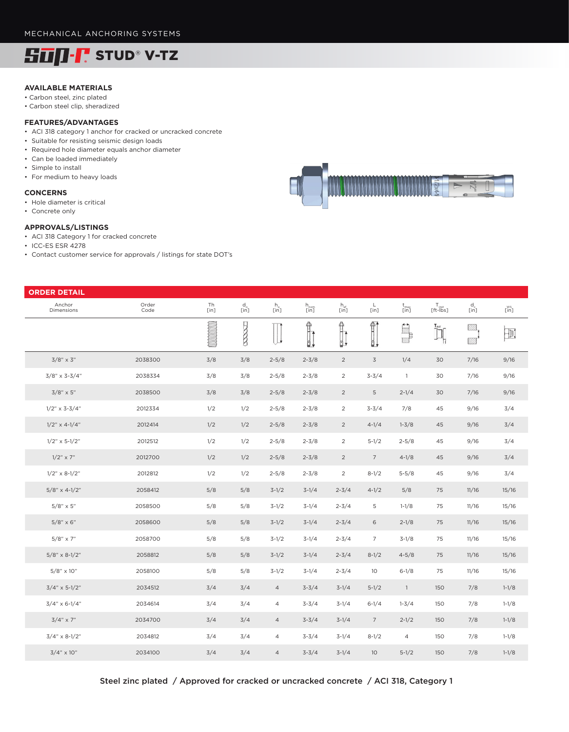MECHANICAL ANCHORING SYSTEMS

# SUP-R STUD® V-TZ

### AVAILABLE MATERIALS

- Carbon steel, zinc plated
- Carbon steel clip, sheradized

### FEATURES/ADVANTAGES

- ACI 318 category 1 anchor for cracked or uncracked concrete
- Suitable for resisting seismic design loads
- Required hole diameter equals anchor diameter
- Can be loaded immediately
- Simple to install
- For medium to heavy loads

### CONCERNS

- Hole diameter is critical
- Concrete only

### APPROVALS/LISTINGS

- ACI 318 Category 1 for cracked concrete
- ICC-ES ESR 4278
- Contact customer service for approvals / listings for state DOT's

## ORDER DETAIL

| Anchor Dimensions | Order Code | Th [in] | $d_o$ [in] | $h_o$ [in] | $h_{nom}$ [in] | $h_{ef}$ [in] | L [in] | $t_{max}$ [in] | $T_{inst}$ [ft-lbs] | $d_c$ [in] | ws [in] |
|---|---|---|---|---|---|---|---|---|---|---|---|
| 3/8" x 3" | 2038300 | 3/8 | 3/8 | 2-5/8 | 2-3/8 | 2 | 3 | 1/4 | 30 | 7/16 | 9/16 |
| 3/8" x 3-3/4" | 2038334 | 3/8 | 3/8 | 2-5/8 | 2-3/8 | 2 | 3-3/4 | 1 | 30 | 7/16 | 9/16 |
| 3/8" x 5" | 2038500 | 3/8 | 3/8 | 2-5/8 | 2-3/8 | 2 | 5 | 2-1/4 | 30 | 7/16 | 9/16 |
| 1/2" x 3-3/4" | 2012334 | 1/2 | 1/2 | 2-5/8 | 2-3/8 | 2 | 3-3/4 | 7/8 | 45 | 9/16 | 3/4 |
| 1/2" x 4-1/4" | 2012414 | 1/2 | 1/2 | 2-5/8 | 2-3/8 | 2 | 4-1/4 | 1-3/8 | 45 | 9/16 | 3/4 |
| 1/2" x 5-1/2" | 2012512 | 1/2 | 1/2 | 2-5/8 | 2-3/8 | 2 | 5-1/2 | 2-5/8 | 45 | 9/16 | 3/4 |
| 1/2" x 7" | 2012700 | 1/2 | 1/2 | 2-5/8 | 2-3/8 | 2 | 7 | 4-1/8 | 45 | 9/16 | 3/4 |
| 1/2" x 8-1/2" | 2012812 | 1/2 | 1/2 | 2-5/8 | 2-3/8 | 2 | 8-1/2 | 5-5/8 | 45 | 9/16 | 3/4 |
| 5/8" x 4-1/2" | 2058412 | 5/8 | 5/8 | 3-1/2 | 3-1/4 | 2-3/4 | 4-1/2 | 5/8 | 75 | 11/16 | 15/16 |
| 5/8" x 5" | 2058500 | 5/8 | 5/8 | 3-1/2 | 3-1/4 | 2-3/4 | 5 | 1-1/8 | 75 | 11/16 | 15/16 |
| 5/8" x 6" | 2058600 | 5/8 | 5/8 | 3-1/2 | 3-1/4 | 2-3/4 | 6 | 2-1/8 | 75 | 11/16 | 15/16 |
| 5/8" x 7" | 2058700 | 5/8 | 5/8 | 3-1/2 | 3-1/4 | 2-3/4 | 7 | 3-1/8 | 75 | 11/16 | 15/16 |
| 5/8" x 8-1/2" | 2058812 | 5/8 | 5/8 | 3-1/2 | 3-1/4 | 2-3/4 | 8-1/2 | 4-5/8 | 75 | 11/16 | 15/16 |
| 5/8" x 10" | 2058100 | 5/8 | 5/8 | 3-1/2 | 3-1/4 | 2-3/4 | 10 | 6-1/8 | 75 | 11/16 | 15/16 |
| 3/4" x 5-1/2" | 2034512 | 3/4 | 3/4 | 4 | 3-3/4 | 3-1/4 | 5-1/2 | 1 | 150 | 7/8 | 1-1/8 |
| 3/4" x 6-1/4" | 2034614 | 3/4 | 3/4 | 4 | 3-3/4 | 3-1/4 | 6-1/4 | 1-3/4 | 150 | 7/8 | 1-1/8 |
| 3/4" x 7" | 2034700 | 3/4 | 3/4 | 4 | 3-3/4 | 3-1/4 | 7 | 2-1/2 | 150 | 7/8 | 1-1/8 |
| 3/4" x 8-1/2" | 2034812 | 3/4 | 3/4 | 4 | 3-3/4 | 3-1/4 | 8-1/2 | 4 | 150 | 7/8 | 1-1/8 |
| 3/4" x 10" | 2034100 | 3/4 | 3/4 | 4 | 3-3/4 | 3-1/4 | 10 | 5-1/2 | 150 | 7/8 | 1-1/8 |

**Steel zinc plated / Approved for cracked or uncracked concrete / ACI 318, Category 1**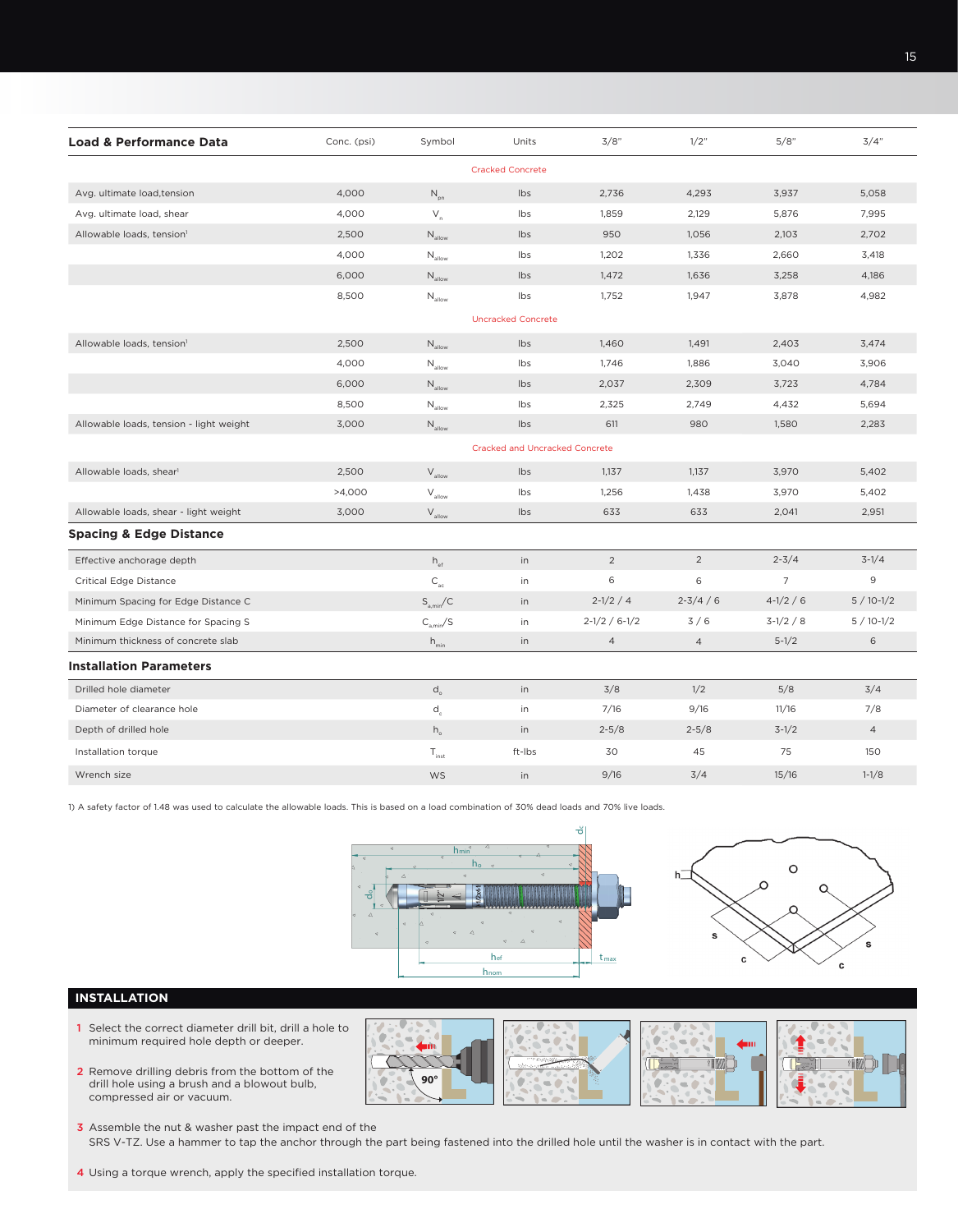| Load & Performance Data | Conc. (psi) | Symbol | Units | 3/8" | 1/2" | 5/8" | 3/4" |
|---|---|---|---|---|---|---|---|
| | | | Cracked Concrete | | | | |
| Avg. ultimate load,tension | 4,000 | $N_{pn}$ | lbs | 2,736 | 4,293 | 3,937 | 5,058 |
| Avg. ultimate load, shear | 4,000 | $V_n$ | lbs | 1,859 | 2,129 | 5,876 | 7,995 |
| Allowable loads, tension[1] | 2,500 | $N_{allow}$ | lbs | 950 | 1,056 | 2,103 | 2,702 |
| | 4,000 | $N_{allow}$ | lbs | 1,202 | 1,336 | 2,660 | 3,418 |
| | 6,000 | $N_{allow}$ | lbs | 1,472 | 1,636 | 3,258 | 4,186 |
| | 8,500 | $N_{allow}$ | lbs | 1,752 | 1,947 | 3,878 | 4,982 |
| | | | Uncracked Concrete | | | | |
| Allowable loads, tension[1] | 2,500 | $N_{allow}$ | lbs | 1,460 | 1,491 | 2,403 | 3,474 |
| | 4,000 | $N_{allow}$ | lbs | 1,746 | 1,886 | 3,040 | 3,906 |
| | 6,000 | $N_{allow}$ | lbs | 2,037 | 2,309 | 3,723 | 4,784 |
| | 8,500 | $N_{allow}$ | lbs | 2,325 | 2,749 | 4,432 | 5,694 |
| Allowable loads, tension - light weight | 3,000 | $N_{allow}$ | lbs | 611 | 980 | 1,580 | 2,283 |
| | | | Cracked and Uncracked Concrete | | | | |
| Allowable loads, shear[1] | 2,500 | $V_{allow}$ | lbs | 1,137 | 1,137 | 3,970 | 5,402 |
| | >4,000 | $V_{allow}$ | lbs | 1,256 | 1,438 | 3,970 | 5,402 |
| Allowable loads, shear - light weight | 3,000 | $V_{allow}$ | lbs | 633 | 633 | 2,041 | 2,951 |
| **Spacing & Edge Distance** | | | | | | | |
| Effective anchorage depth | | $h_{ef}$ | in | 2 | 2 | 2-3/4 | 3-1/4 |
| Critical Edge Distance | | $C_{ac}$ | in | 6 | 6 | 7 | 9 |
| Minimum Spacing for Edge Distance C | | $S_{a,min}/C$ | in | 2-1/2 / 4 | 2-3/4 / 6 | 4-1/2 / 6 | 5 / 10-1/2 |
| Minimum Edge Distance for Spacing S | | $C_{a,min}/S$ | in | 2-1/2 / 6-1/2 | 3 / 6 | 3-1/2 / 8 | 5 / 10-1/2 |
| Minimum thickness of concrete slab | | $h_{min}$ | in | 4 | 4 | 5-1/2 | 6 |
| **Installation Parameters** | | | | | | | |
| Drilled hole diameter | | $d_o$ | in | 3/8 | 1/2 | 5/8 | 3/4 |
| Diameter of clearance hole | | $d_c$ | in | 7/16 | 9/16 | 11/16 | 7/8 |
| Depth of drilled hole | | $h_o$ | in | 2-5/8 | 2-5/8 | 3-1/2 | 4 |
| Installation torque | | $T_{inst}$ | ft-lbs | 30 | 45 | 75 | 150 |
| Wrench size | | WS | in | 9/16 | 3/4 | 15/16 | 1-1/8 |

1) A safety factor of 1.48 was used to calculate the allowable loads. This is based on a load combination of 30% dead loads and 70% live loads.

## INSTALLATION

1 Select the correct diameter drill bit, drill a hole to minimum required hole depth or deeper.

2 Remove drilling debris from the bottom of the drill hole using a brush and a blowout bulb, compressed air or vacuum.

3 Assemble the nut & washer past the impact end of the SRS V-TZ. Use a hammer to tap the anchor through the part being fastened into the drilled hole until the washer is in contact with the part.

4 Using a torque wrench, apply the specified installation torque.